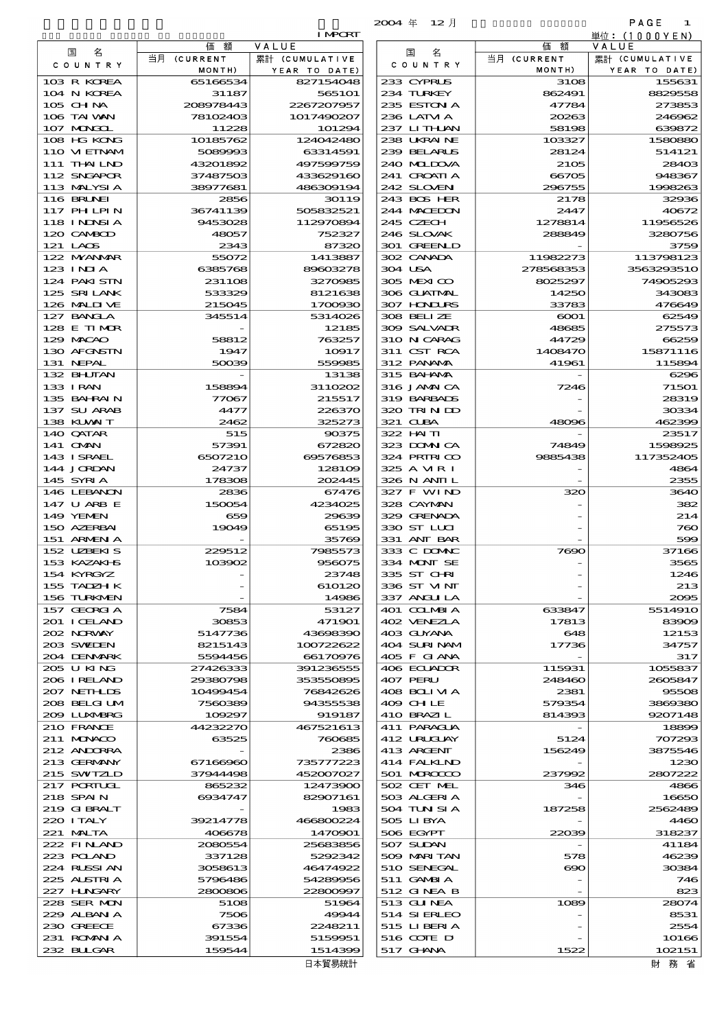IMPORT

2004 年 12 月

単位：(1000YEN)

| 国 名 COUNTRY | 価 額 VALUE 当月 (CURRENT MONTH) | 累計 (CUMULATIVE YEAR TO DATE) | 国 名 COUNTRY | 価 額 VALUE 当月 (CURRENT MONTH) | 累計 (CUMULATIVE YEAR TO DATE) |
|---|---|---|---|---|---|
| 103 R KOREA | 65166534 | 827154048 | 233 CYPRUS | 3108 | 155631 |
| 104 N KOREA | 31187 | 565101 | 234 TURKEY | 862491 | 8829558 |
| 105 CHINA | 208978443 | 2267207957 | 235 ESTONIA | 47784 | 273853 |
| 106 TAIWAN | 78102403 | 1017490207 | 236 LATVIA | 20263 | 246962 |
| 107 MONGOL | 11228 | 101294 | 237 LITHUAN | 58198 | 639872 |
| 108 HG KONG | 10185762 | 124042480 | 238 UKRAINE | 103327 | 1580880 |
| 110 VIETNAM | 5089993 | 63314591 | 239 BELARUS | 28124 | 514121 |
| 111 THAILND | 43201892 | 497599759 | 240 MOLDOVA | 2105 | 28403 |
| 112 SNGAPOR | 37487503 | 433629160 | 241 CROATIA | 66705 | 948367 |
| 113 MALYSIA | 38977681 | 486309194 | 242 SLOVEN | 296755 | 1998263 |
| 116 BRUNEI | 2856 | 30119 | 243 BOS HER | 2178 | 32936 |
| 117 PHILPIN | 36741139 | 505832521 | 244 MACEDON | 2447 | 40672 |
| 118 INDNSIA | 9453028 | 112970894 | 245 CZECH | 1278814 | 11956526 |
| 120 CAMBOD | 48057 | 752327 | 246 SLOVAK | 288849 | 3280756 |
| 121 LAOS | 2343 | 87320 | 301 GREENLD | - | 3759 |
| 122 MYANMAR | 55072 | 1413887 | 302 CANADA | 11982273 | 113798123 |
| 123 INDIA | 6385768 | 89603278 | 304 USA | 278568353 | 3563293510 |
| 124 PAKISTN | 231108 | 3270985 | 305 MEXICO | 8025297 | 74905293 |
| 125 SRI LANK | 533329 | 8121638 | 306 GUATMAL | 14250 | 343083 |
| 126 MALDIVE | 215045 | 1700930 | 307 HONDURS | 33783 | 476649 |
| 127 BANGLA | 345514 | 5314026 | 308 BELIZE | 6001 | 62549 |
| 128 E TIMOR | - | 12185 | 309 SALVADR | 48685 | 275573 |
| 129 MACAO | 58812 | 763257 | 310 NICARAG | 44729 | 66259 |
| 130 AFGNSTN | 1947 | 10917 | 311 CST RCA | 1408470 | 15871116 |
| 131 NEPAL | 50039 | 559985 | 312 PANAMA | 41961 | 115894 |
| 132 BHUTAN | - | 13138 | 315 BAHAMA | - | 6296 |
| 133 IRAN | 158894 | 3110202 | 316 JAMAICA | 7246 | 71501 |
| 135 BAHRAIN | 77067 | 215517 | 319 BARBADS | - | 28319 |
| 137 SU ARAB | 4477 | 226370 | 320 TRINIDD | - | 30334 |
| 138 KUWAIT | 2462 | 325273 | 321 CUBA | 48096 | 462399 |
| 140 QATAR | 515 | 90375 | 322 HAITI | - | 23517 |
| 141 OMAN | 57391 | 672820 | 323 DOMNICA | 74849 | 1598925 |
| 143 ISRAEL | 6507210 | 69576853 | 324 PRTRICO | 9885438 | 117352405 |
| 144 JORDAN | 24737 | 128109 | 325 A VIRI | - | 4864 |
| 145 SYRIA | 178308 | 202445 | 326 N ANTIL | - | 2355 |
| 146 LEBANON | 2836 | 67476 | 327 F WIND | 320 | 3640 |
| 147 U ARB E | 150054 | 4234025 | 328 CAYMAN | - | 382 |
| 149 YEMEN | 659 | 29639 | 329 GRENADA | - | 214 |
| 150 AZERBAI | 19049 | 65195 | 330 ST LUCI | - | 760 |
| 151 ARMENIA | - | 35769 | 331 ANT BAR | - | 599 |
| 152 UZBEKIS | 229512 | 7985573 | 333 C DOMNC | 7690 | 37166 |
| 153 KAZAKHS | 103902 | 956075 | 334 MONT SE | - | 3565 |
| 154 KYRGYZ | - | 23748 | 335 ST CHRI | - | 1246 |
| 155 TADZHIK | - | 610120 | 336 ST VINT | - | 213 |
| 156 TURKMEN | - | 14986 | 337 ANGUILA | - | 2095 |
| 157 GEORGIA | 7584 | 53127 | 401 COLMBIA | 633847 | 5514910 |
| 201 ICELAND | 30853 | 471901 | 402 VENEZLA | 17813 | 83909 |
| 202 NORWAY | 5147736 | 43698390 | 403 GUYANA | 648 | 12153 |
| 203 SWEDEN | 8215143 | 100722622 | 404 SURINAM | 17736 | 34757 |
| 204 DENMARK | 5594456 | 66170976 | 405 F GIANA | - | 317 |
| 205 U KING | 27426333 | 391236555 | 406 ECUADOR | 115931 | 1055837 |
| 206 IRELAND | 29380798 | 353550895 | 407 PERU | 248460 | 2605847 |
| 207 NETHLDS | 10499454 | 76842626 | 408 BOLIVIA | 2381 | 95508 |
| 208 BELGIUM | 7560389 | 94355538 | 409 CHILE | 579354 | 3869380 |
| 209 LUXMBRG | 109297 | 919187 | 410 BRAZIL | 814393 | 9207148 |
| 210 FRANCE | 44232270 | 467521613 | 411 PARAGUA | - | 18899 |
| 211 MONACO | 63525 | 760685 | 412 URUGUAY | 5124 | 707293 |
| 212 ANDORRA | - | 2386 | 413 ARGENT | 156249 | 3875546 |
| 213 GERMANY | 67166960 | 735777223 | 414 FALKLND | - | 1230 |
| 215 SWITZLD | 37944498 | 452007027 | 501 MOROCCO | 237992 | 2807222 |
| 217 PORTUGL | 865232 | 12473900 | 502 CET MEL | 346 | 4866 |
| 218 SPAIN | 6934747 | 82907161 | 503 ALGERIA | - | 16650 |
| 219 GIBRALT | - | 1983 | 504 TUNISIA | 187258 | 2562489 |
| 220 ITALY | 39214778 | 466800224 | 505 LIBYA | - | 4460 |
| 221 MALTA | 406678 | 1470901 | 506 EGYPT | 22039 | 318237 |
| 222 FINLAND | 2080554 | 25683856 | 507 SUDAN | - | 41184 |
| 223 POLAND | 337128 | 5292342 | 509 MARITAN | 578 | 46239 |
| 224 RUSSIAN | 3058613 | 46474922 | 510 SENEGAL | 690 | 30384 |
| 225 AUSTRIA | 5796486 | 54289956 | 511 GAMBIA | - | 746 |
| 227 HUNGARY | 2800806 | 22800997 | 512 GINEA B | - | 823 |
| 228 SER MON | 5108 | 51964 | 513 GUINEA | 1089 | 28074 |
| 229 ALBANIA | 7506 | 49944 | 514 SIERLEO | - | 8531 |
| 230 GREECE | 67336 | 2248211 | 515 LIBERIA | - | 2554 |
| 231 ROMANIA | 391554 | 5159951 | 516 COTE D | - | 10166 |
| 232 BULGAR | 159544 | 1514399 | 517 GHANA | 1522 | 102151 |

日本貿易統計

財 務 省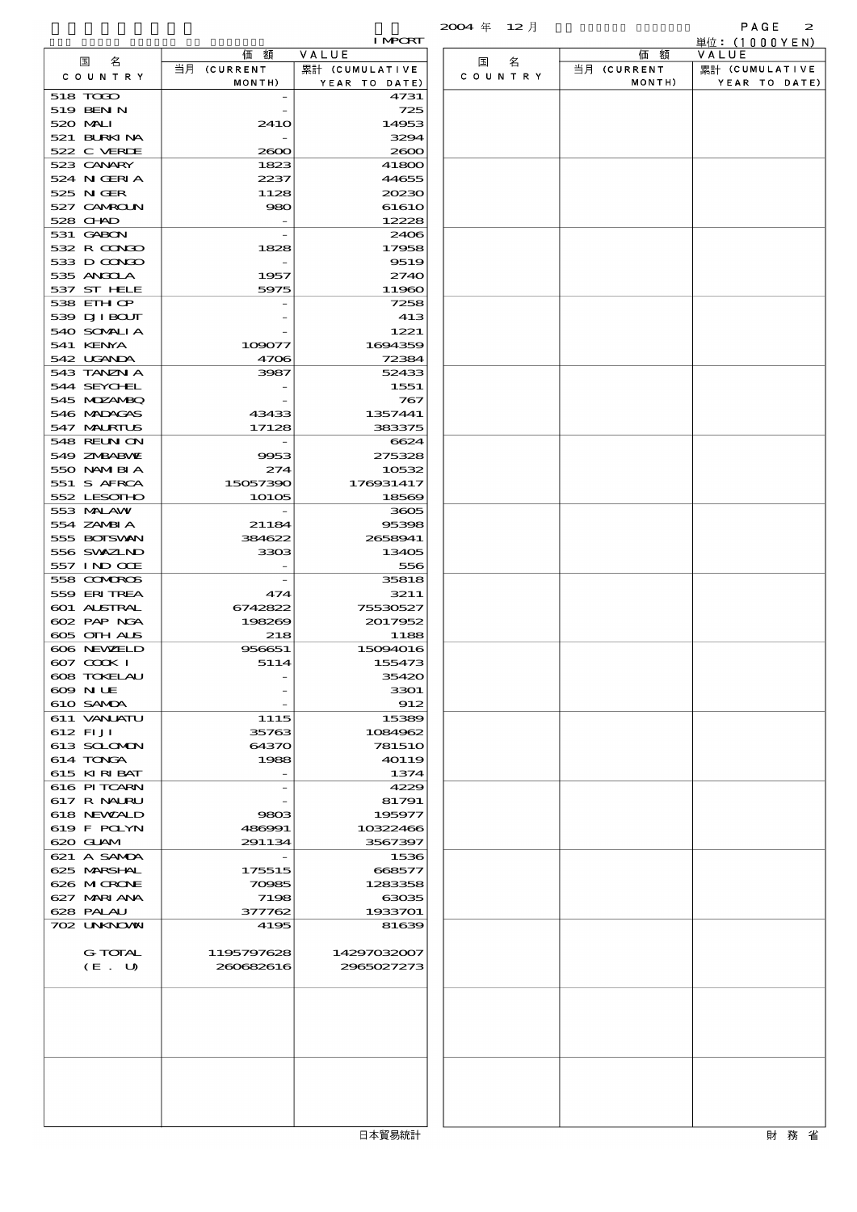2004 年 12 月

IMPORT

単位：(1000YEN)

| 国 名 COUNTRY | 価 額 VALUE 当月 (CURRENT MONTH) | 累計 (CUMULATIVE YEAR TO DATE) |
|---|---|---|
| 518 TOGO | - | 4731 |
| 519 BENIN | - | 725 |
| 520 MALI | 2410 | 14953 |
| 521 BURKINA | - | 3294 |
| 522 C VERDE | 2600 | 2600 |
| 523 CANARY | 1823 | 41800 |
| 524 NIGERIA | 2237 | 44655 |
| 525 NIGER | 1128 | 20230 |
| 527 CAMROUN | 980 | 61610 |
| 528 CHAD | - | 12228 |
| 531 GABON | - | 2406 |
| 532 R CONGO | 1828 | 17958 |
| 533 D CONGO | - | 9519 |
| 535 ANGOLA | 1957 | 2740 |
| 537 ST HELE | 5975 | 11960 |
| 538 ETHIOP | - | 7258 |
| 539 DJIBOUT | - | 413 |
| 540 SOMALIA | - | 1221 |
| 541 KENYA | 109077 | 1694359 |
| 542 UGANDA | 4706 | 72384 |
| 543 TANZNIA | 3987 | 52433 |
| 544 SEYCHEL | - | 1551 |
| 545 MOZAMBQ | - | 767 |
| 546 MADAGAS | 43433 | 1357441 |
| 547 MAURTUS | 17128 | 383375 |
| 548 REUNION | - | 6624 |
| 549 ZMBABWE | 9953 | 275328 |
| 550 NAMIBIA | 274 | 10532 |
| 551 S AFRCA | 15057390 | 176931417 |
| 552 LESOTHO | 10105 | 18569 |
| 553 MALAWI | - | 3605 |
| 554 ZAMBIA | 21184 | 95398 |
| 555 BOTSWAN | 384622 | 2658941 |
| 556 SWAZLND | 3303 | 13405 |
| 557 IND OCE | - | 556 |
| 558 COMOROS | - | 35818 |
| 559 ERITREA | 474 | 3211 |
| 601 AUSTRAL | 6742822 | 75530527 |
| 602 PAP NGA | 198269 | 2017952 |
| 605 OTH AUS | 218 | 1188 |
| 606 NEWZELD | 956651 | 15094016 |
| 607 COOK I | 5114 | 155473 |
| 608 TOKELAU | - | 35420 |
| 609 NIUE | - | 3301 |
| 610 SAMOA | - | 912 |
| 611 VANUATU | 1115 | 15389 |
| 612 FIJI | 35763 | 1084962 |
| 613 SOLOMON | 64370 | 781510 |
| 614 TONGA | 1988 | 40119 |
| 615 KIRIBAT | - | 1374 |
| 616 PITCARN | - | 4229 |
| 617 R NAURU | - | 81791 |
| 618 NEWCALD | 9803 | 195977 |
| 619 F POLYN | 486991 | 10322466 |
| 620 GUAM | 291134 | 3567397 |
| 621 A SAMOA | - | 1536 |
| 625 MARSHAL | 175515 | 668577 |
| 626 MICRONE | 70985 | 1283358 |
| 627 MARIANA | 7198 | 63035 |
| 628 PALAU | 377762 | 1933701 |
| 702 UNKNOWN | 4195 | 81639 |
| G-TOTAL | 1195797628 | 14297032007 |
| (E. U) | 260682616 | 2965027273 |

日本貿易統計

財 務 省